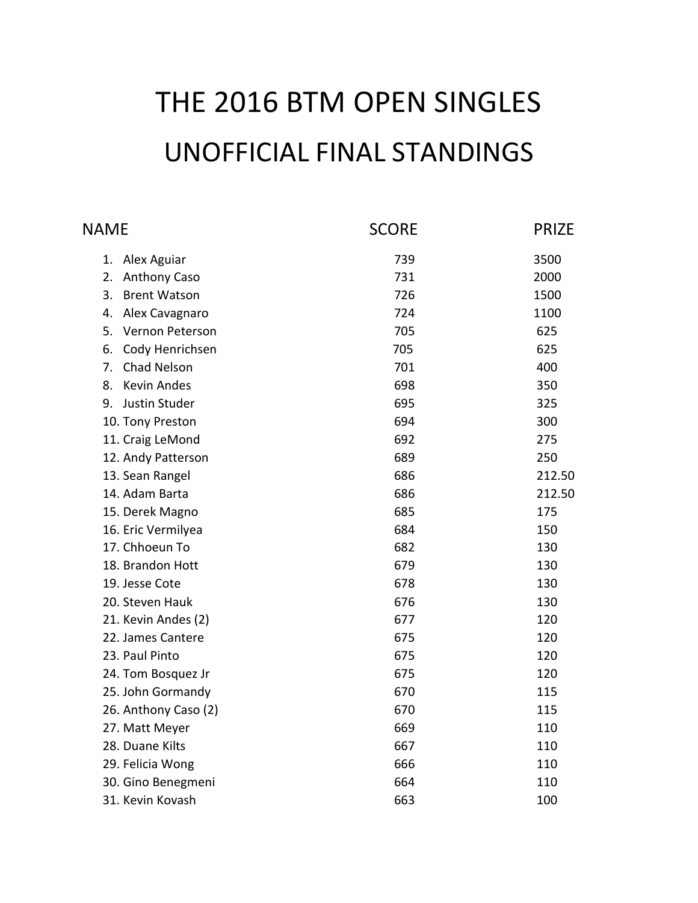# THE 2016 BTM OPEN SINGLES

## UNOFFICIAL FINAL STANDINGS

| NAME | SCORE | PRIZE |
|---|---|---|
| 1. Alex Aguiar | 739 | 3500 |
| 2. Anthony Caso | 731 | 2000 |
| 3. Brent Watson | 726 | 1500 |
| 4. Alex Cavagnaro | 724 | 1100 |
| 5. Vernon Peterson | 705 | 625 |
| 6. Cody Henrichsen | 705 | 625 |
| 7. Chad Nelson | 701 | 400 |
| 8. Kevin Andes | 698 | 350 |
| 9. Justin Studer | 695 | 325 |
| 10. Tony Preston | 694 | 300 |
| 11. Craig LeMond | 692 | 275 |
| 12. Andy Patterson | 689 | 250 |
| 13. Sean Rangel | 686 | 212.50 |
| 14. Adam Barta | 686 | 212.50 |
| 15. Derek Magno | 685 | 175 |
| 16. Eric Vermilyea | 684 | 150 |
| 17. Chhoeun To | 682 | 130 |
| 18. Brandon Hott | 679 | 130 |
| 19. Jesse Cote | 678 | 130 |
| 20. Steven Hauk | 676 | 130 |
| 21. Kevin Andes (2) | 677 | 120 |
| 22. James Cantere | 675 | 120 |
| 23. Paul Pinto | 675 | 120 |
| 24. Tom Bosquez Jr | 675 | 120 |
| 25. John Gormandy | 670 | 115 |
| 26. Anthony Caso (2) | 670 | 115 |
| 27. Matt Meyer | 669 | 110 |
| 28. Duane Kilts | 667 | 110 |
| 29. Felicia Wong | 666 | 110 |
| 30. Gino Benegmeni | 664 | 110 |
| 31. Kevin Kovash | 663 | 100 |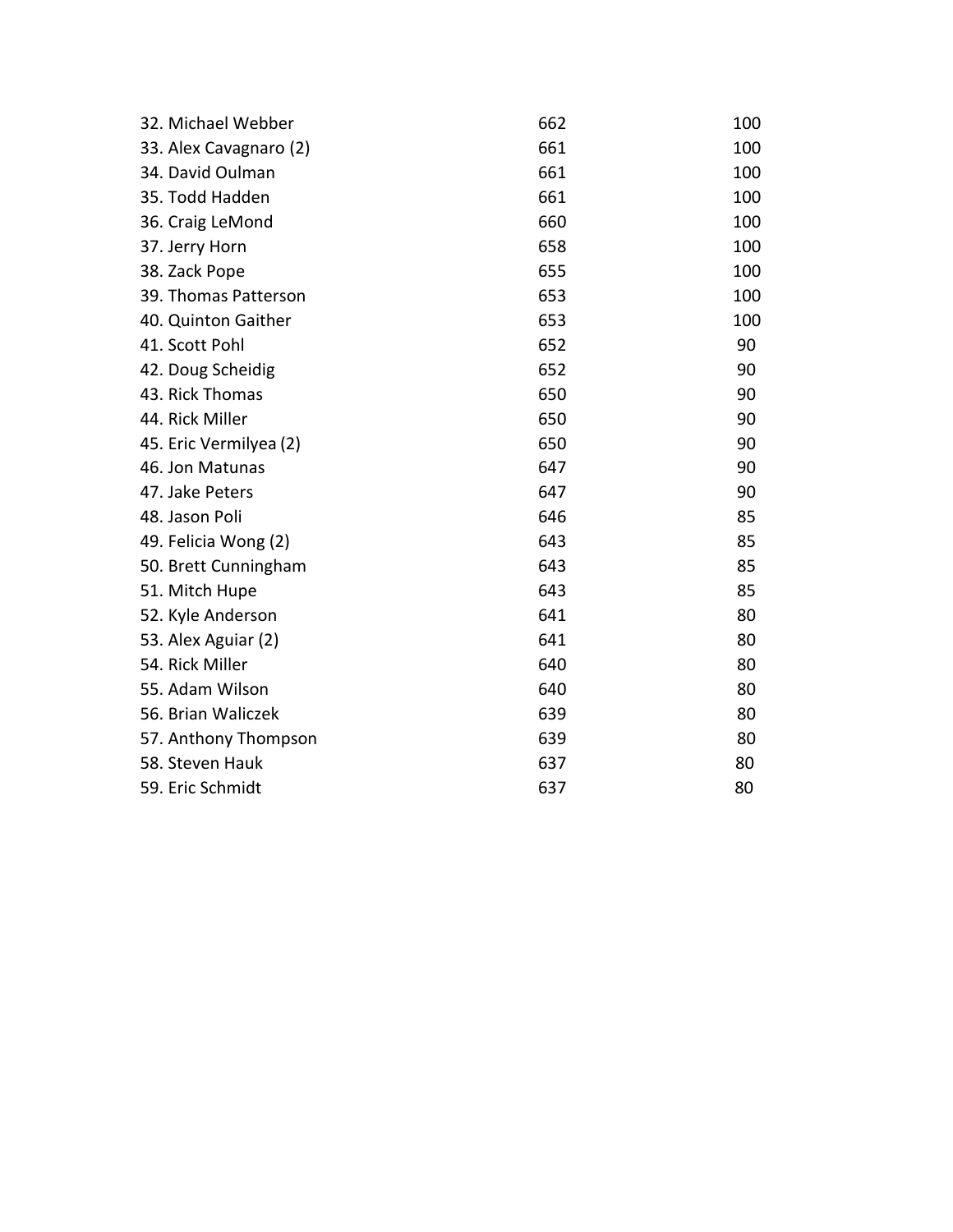| | | |
|---|---|---|
| 32. Michael Webber | 662 | 100 |
| 33. Alex Cavagnaro (2) | 661 | 100 |
| 34. David Oulman | 661 | 100 |
| 35. Todd Hadden | 661 | 100 |
| 36. Craig LeMond | 660 | 100 |
| 37. Jerry Horn | 658 | 100 |
| 38. Zack Pope | 655 | 100 |
| 39. Thomas Patterson | 653 | 100 |
| 40. Quinton Gaither | 653 | 100 |
| 41. Scott Pohl | 652 | 90 |
| 42. Doug Scheidig | 652 | 90 |
| 43. Rick Thomas | 650 | 90 |
| 44. Rick Miller | 650 | 90 |
| 45. Eric Vermilyea (2) | 650 | 90 |
| 46. Jon Matunas | 647 | 90 |
| 47. Jake Peters | 647 | 90 |
| 48. Jason Poli | 646 | 85 |
| 49. Felicia Wong (2) | 643 | 85 |
| 50. Brett Cunningham | 643 | 85 |
| 51. Mitch Hupe | 643 | 85 |
| 52. Kyle Anderson | 641 | 80 |
| 53. Alex Aguiar (2) | 641 | 80 |
| 54. Rick Miller | 640 | 80 |
| 55. Adam Wilson | 640 | 80 |
| 56. Brian Waliczek | 639 | 80 |
| 57. Anthony Thompson | 639 | 80 |
| 58. Steven Hauk | 637 | 80 |
| 59. Eric Schmidt | 637 | 80 |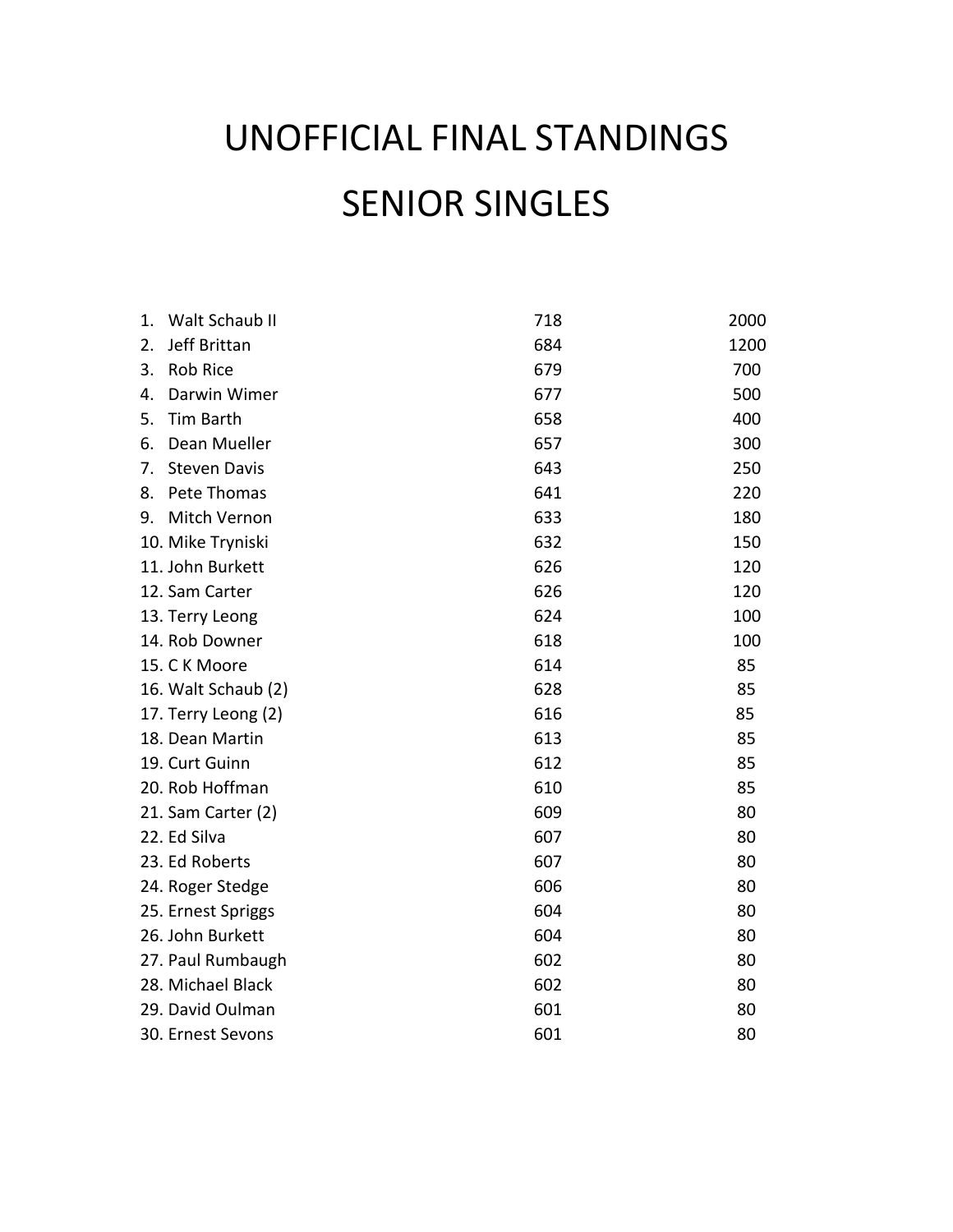# UNOFFICIAL FINAL STANDINGS

# SENIOR SINGLES

| | | |
|---|---|---|
| 1. Walt Schaub II | 718 | 2000 |
| 2. Jeff Brittan | 684 | 1200 |
| 3. Rob Rice | 679 | 700 |
| 4. Darwin Wimer | 677 | 500 |
| 5. Tim Barth | 658 | 400 |
| 6. Dean Mueller | 657 | 300 |
| 7. Steven Davis | 643 | 250 |
| 8. Pete Thomas | 641 | 220 |
| 9. Mitch Vernon | 633 | 180 |
| 10. Mike Tryniski | 632 | 150 |
| 11. John Burkett | 626 | 120 |
| 12. Sam Carter | 626 | 120 |
| 13. Terry Leong | 624 | 100 |
| 14. Rob Downer | 618 | 100 |
| 15. C K Moore | 614 | 85 |
| 16. Walt Schaub (2) | 628 | 85 |
| 17. Terry Leong (2) | 616 | 85 |
| 18. Dean Martin | 613 | 85 |
| 19. Curt Guinn | 612 | 85 |
| 20. Rob Hoffman | 610 | 85 |
| 21. Sam Carter (2) | 609 | 80 |
| 22. Ed Silva | 607 | 80 |
| 23. Ed Roberts | 607 | 80 |
| 24. Roger Stedge | 606 | 80 |
| 25. Ernest Spriggs | 604 | 80 |
| 26. John Burkett | 604 | 80 |
| 27. Paul Rumbaugh | 602 | 80 |
| 28. Michael Black | 602 | 80 |
| 29. David Oulman | 601 | 80 |
| 30. Ernest Sevons | 601 | 80 |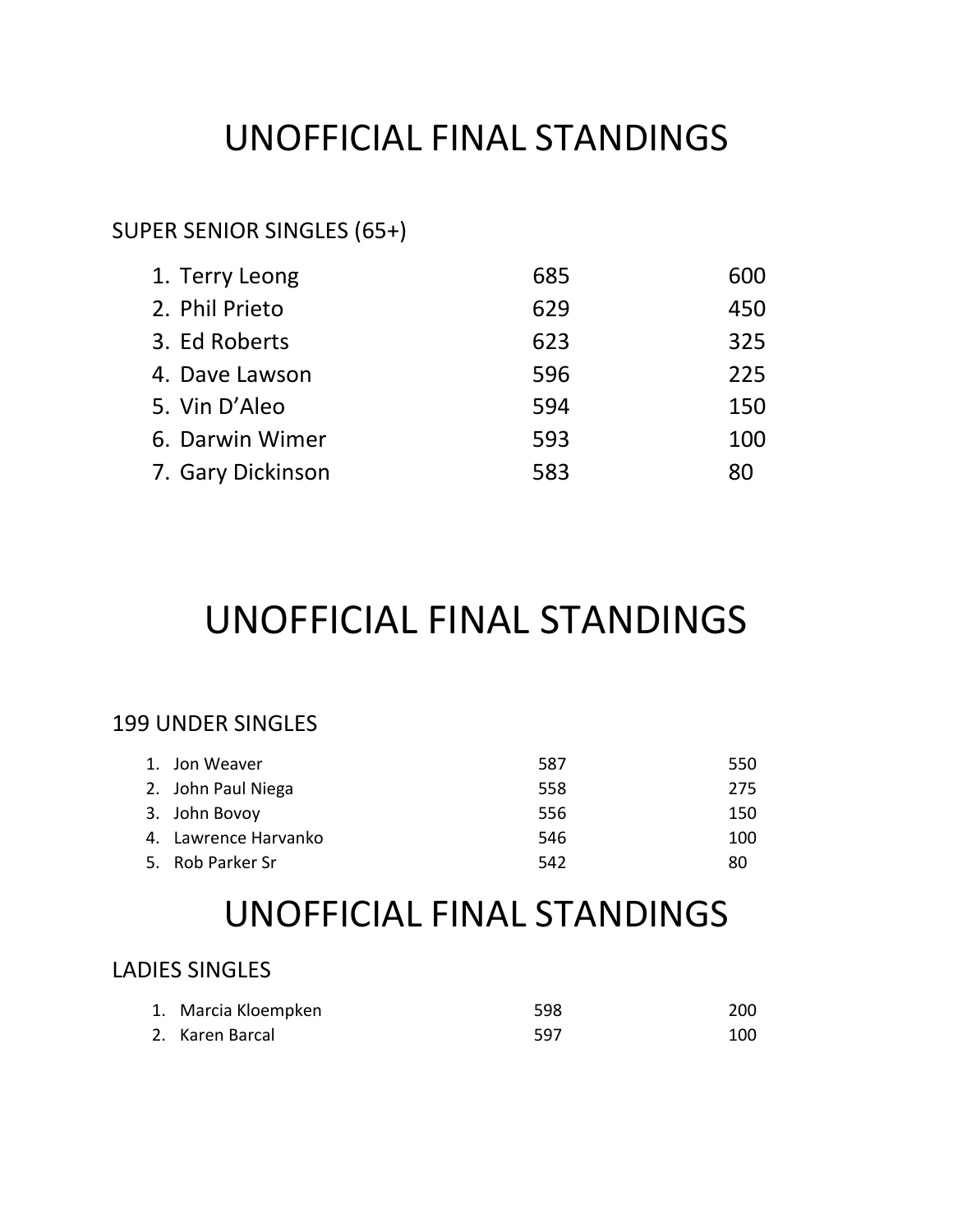# UNOFFICIAL FINAL STANDINGS

SUPER SENIOR SINGLES (65+)

| | | |
|---|---|---|
| 1. Terry Leong | 685 | 600 |
| 2. Phil Prieto | 629 | 450 |
| 3. Ed Roberts | 623 | 325 |
| 4. Dave Lawson | 596 | 225 |
| 5. Vin D’Aleo | 594 | 150 |
| 6. Darwin Wimer | 593 | 100 |
| 7. Gary Dickinson | 583 | 80 |

# UNOFFICIAL FINAL STANDINGS

199 UNDER SINGLES

| | | |
|---|---|---|
| 1. Jon Weaver | 587 | 550 |
| 2. John Paul Niega | 558 | 275 |
| 3. John Bovoy | 556 | 150 |
| 4. Lawrence Harvanko | 546 | 100 |
| 5. Rob Parker Sr | 542 | 80 |

# UNOFFICIAL FINAL STANDINGS

LADIES SINGLES

| | | |
|---|---|---|
| 1. Marcia Kloempken | 598 | 200 |
| 2. Karen Barcal | 597 | 100 |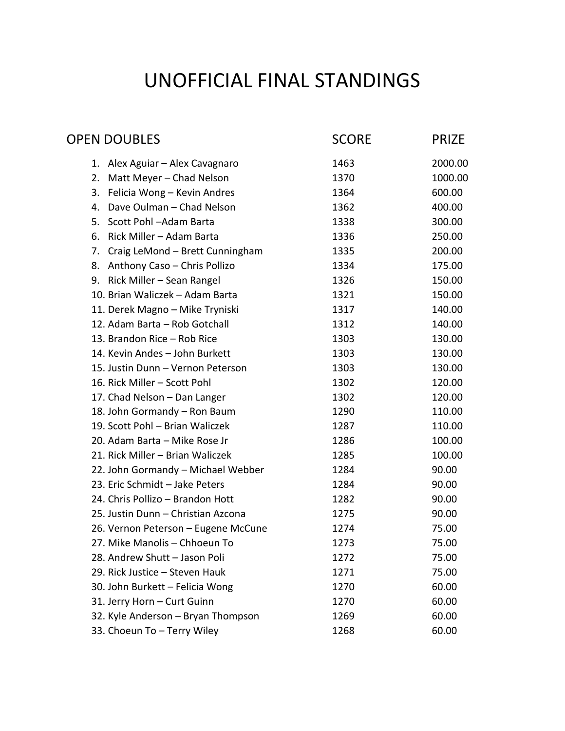# UNOFFICIAL FINAL STANDINGS

| OPEN DOUBLES | SCORE | PRIZE |
|---|---|---|
| 1. Alex Aguiar – Alex Cavagnaro | 1463 | 2000.00 |
| 2. Matt Meyer – Chad Nelson | 1370 | 1000.00 |
| 3. Felicia Wong – Kevin Andres | 1364 | 600.00 |
| 4. Dave Oulman – Chad Nelson | 1362 | 400.00 |
| 5. Scott Pohl –Adam Barta | 1338 | 300.00 |
| 6. Rick Miller – Adam Barta | 1336 | 250.00 |
| 7. Craig LeMond – Brett Cunningham | 1335 | 200.00 |
| 8. Anthony Caso – Chris Pollizo | 1334 | 175.00 |
| 9. Rick Miller – Sean Rangel | 1326 | 150.00 |
| 10. Brian Waliczek – Adam Barta | 1321 | 150.00 |
| 11. Derek Magno – Mike Tryniski | 1317 | 140.00 |
| 12. Adam Barta – Rob Gotchall | 1312 | 140.00 |
| 13. Brandon Rice – Rob Rice | 1303 | 130.00 |
| 14. Kevin Andes – John Burkett | 1303 | 130.00 |
| 15. Justin Dunn – Vernon Peterson | 1303 | 130.00 |
| 16. Rick Miller – Scott Pohl | 1302 | 120.00 |
| 17. Chad Nelson – Dan Langer | 1302 | 120.00 |
| 18. John Gormandy – Ron Baum | 1290 | 110.00 |
| 19. Scott Pohl – Brian Waliczek | 1287 | 110.00 |
| 20. Adam Barta – Mike Rose Jr | 1286 | 100.00 |
| 21. Rick Miller – Brian Waliczek | 1285 | 100.00 |
| 22. John Gormandy – Michael Webber | 1284 | 90.00 |
| 23. Eric Schmidt – Jake Peters | 1284 | 90.00 |
| 24. Chris Pollizo – Brandon Hott | 1282 | 90.00 |
| 25. Justin Dunn – Christian Azcona | 1275 | 90.00 |
| 26. Vernon Peterson – Eugene McCune | 1274 | 75.00 |
| 27. Mike Manolis – Chhoeun To | 1273 | 75.00 |
| 28. Andrew Shutt – Jason Poli | 1272 | 75.00 |
| 29. Rick Justice – Steven Hauk | 1271 | 75.00 |
| 30. John Burkett – Felicia Wong | 1270 | 60.00 |
| 31. Jerry Horn – Curt Guinn | 1270 | 60.00 |
| 32. Kyle Anderson – Bryan Thompson | 1269 | 60.00 |
| 33. Choeun To – Terry Wiley | 1268 | 60.00 |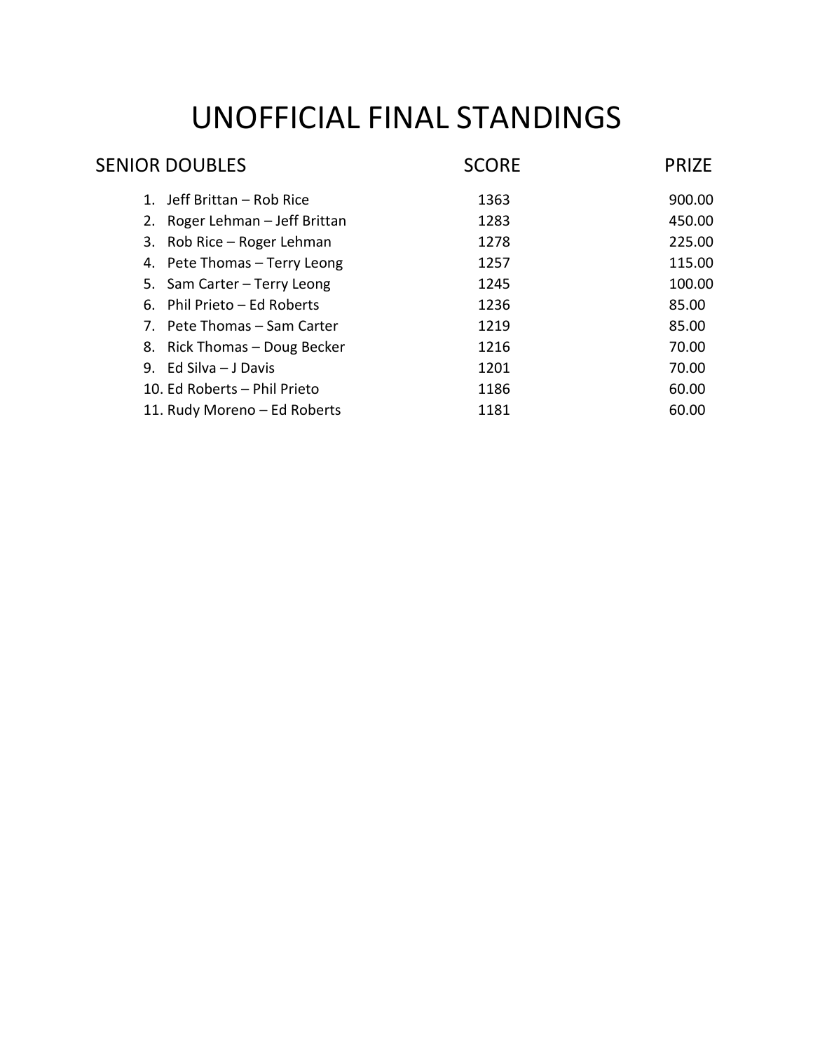# UNOFFICIAL FINAL STANDINGS

| SENIOR DOUBLES | SCORE | PRIZE |
|---|---|---|
| 1. Jeff Brittan – Rob Rice | 1363 | 900.00 |
| 2. Roger Lehman – Jeff Brittan | 1283 | 450.00 |
| 3. Rob Rice – Roger Lehman | 1278 | 225.00 |
| 4. Pete Thomas – Terry Leong | 1257 | 115.00 |
| 5. Sam Carter – Terry Leong | 1245 | 100.00 |
| 6. Phil Prieto – Ed Roberts | 1236 | 85.00 |
| 7. Pete Thomas – Sam Carter | 1219 | 85.00 |
| 8. Rick Thomas – Doug Becker | 1216 | 70.00 |
| 9. Ed Silva – J Davis | 1201 | 70.00 |
| 10. Ed Roberts – Phil Prieto | 1186 | 60.00 |
| 11. Rudy Moreno – Ed Roberts | 1181 | 60.00 |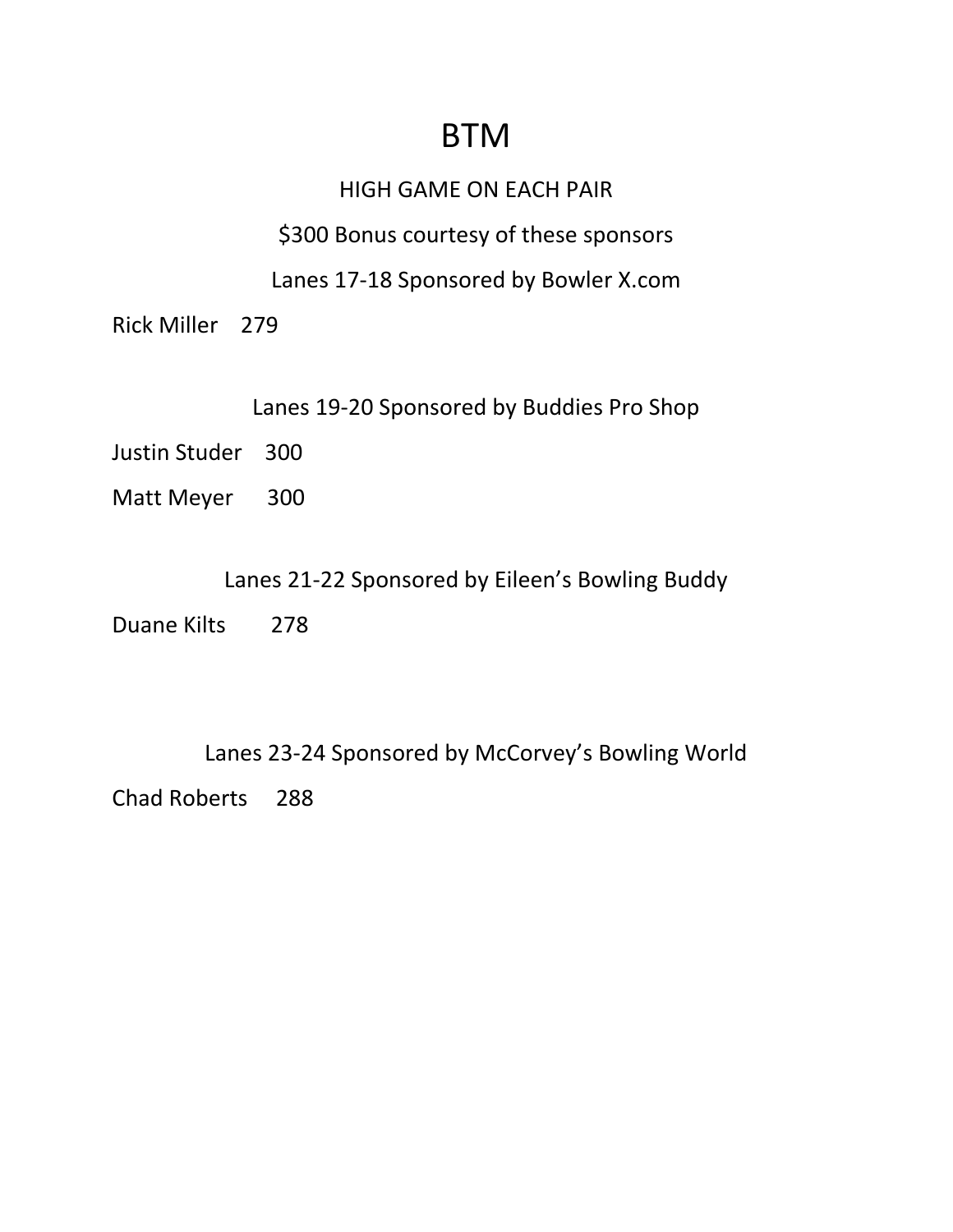# BTM

HIGH GAME ON EACH PAIR

$300 Bonus courtesy of these sponsors

Lanes 17-18 Sponsored by Bowler X.com

Rick Miller 279

Lanes 19-20 Sponsored by Buddies Pro Shop

Justin Studer 300

Matt Meyer 300

Lanes 21-22 Sponsored by Eileen's Bowling Buddy

Duane Kilts 278

Lanes 23-24 Sponsored by McCorvey's Bowling World

Chad Roberts 288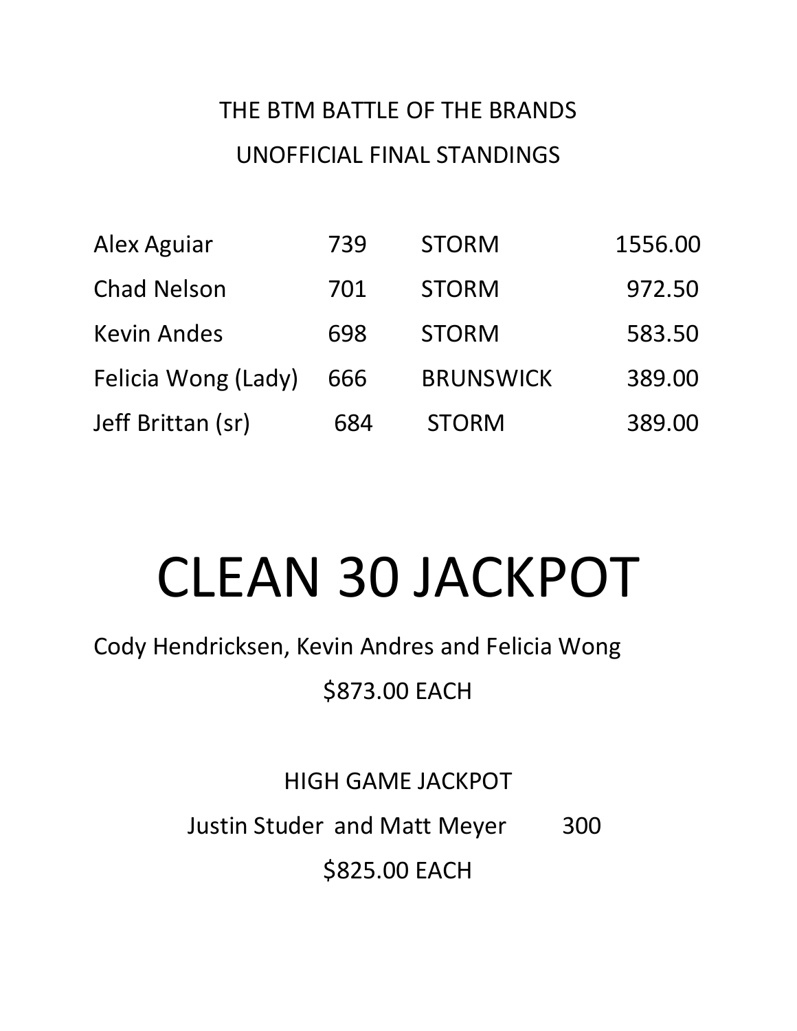THE BTM BATTLE OF THE BRANDS

UNOFFICIAL FINAL STANDINGS

| | | | |
|---|---|---|---|
| Alex Aguiar | 739 | STORM | 1556.00 |
| Chad Nelson | 701 | STORM | 972.50 |
| Kevin Andes | 698 | STORM | 583.50 |
| Felicia Wong (Lady) | 666 | BRUNSWICK | 389.00 |
| Jeff Brittan (sr) | 684 | STORM | 389.00 |

# CLEAN 30 JACKPOT

Cody Hendricksen, Kevin Andres and Felicia Wong

$873.00 EACH

HIGH GAME JACKPOT

Justin Studer and Matt Meyer 300

$825.00 EACH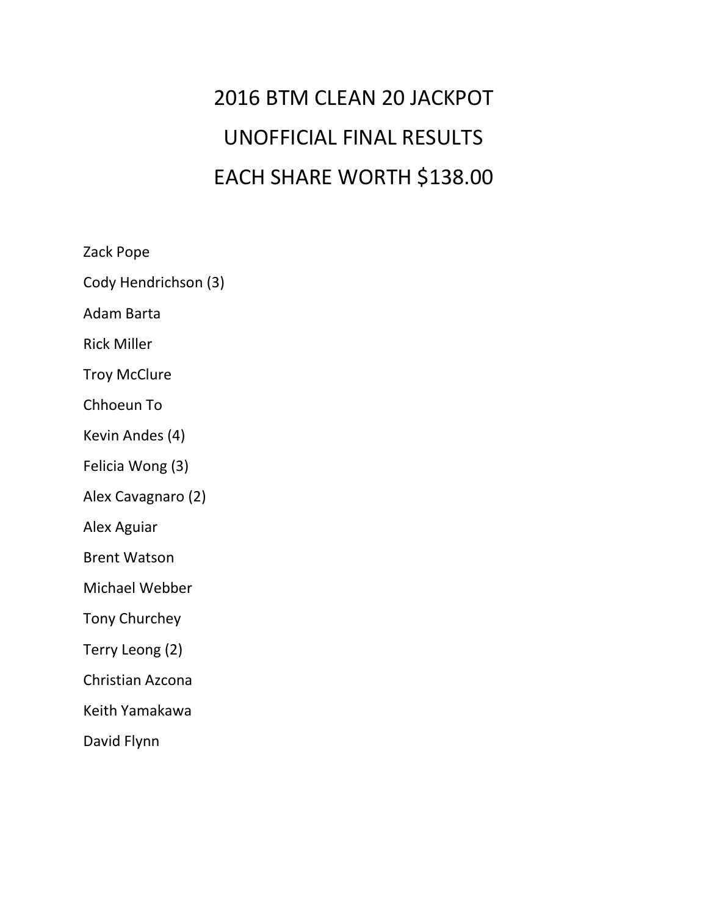# 2016 BTM CLEAN 20 JACKPOT

# UNOFFICIAL FINAL RESULTS

# EACH SHARE WORTH $138.00

Zack Pope

Cody Hendrichson (3)

Adam Barta

Rick Miller

Troy McClure

Chhoeun To

Kevin Andes (4)

Felicia Wong (3)

Alex Cavagnaro (2)

Alex Aguiar

Brent Watson

Michael Webber

Tony Churchey

Terry Leong (2)

Christian Azcona

Keith Yamakawa

David Flynn